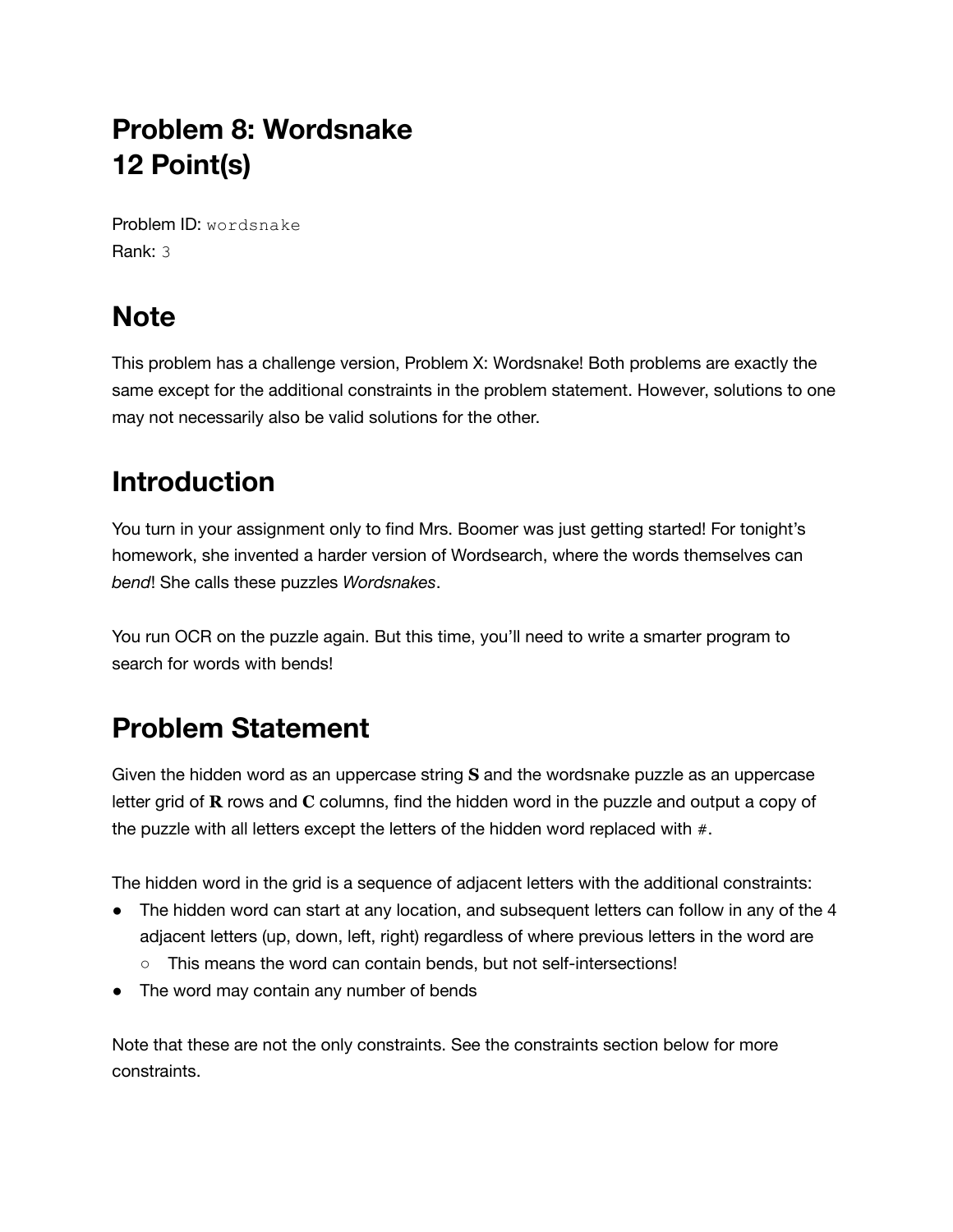# Problem 8: Wordsnake
# 12 Point(s)

Problem ID: `wordsnake`
Rank: `3`

## Note

This problem has a challenge version, Problem X: Wordsnake! Both problems are exactly the same except for the additional constraints in the problem statement. However, solutions to one may not necessarily also be valid solutions for the other.

## Introduction

You turn in your assignment only to find Mrs. Boomer was just getting started! For tonight's homework, she invented a harder version of Wordsearch, where the words themselves can *bend*! She calls these puzzles *Wordsnakes*.

You run OCR on the puzzle again. But this time, you'll need to write a smarter program to search for words with bends!

## Problem Statement

Given the hidden word as an uppercase string $\mathbf{S}$ and the wordsnake puzzle as an uppercase letter grid of $\mathbf{R}$ rows and $\mathbf{C}$ columns, find the hidden word in the puzzle and output a copy of the puzzle with all letters except the letters of the hidden word replaced with `#`.

The hidden word in the grid is a sequence of adjacent letters with the additional constraints:

- The hidden word can start at any location, and subsequent letters can follow in any of the 4 adjacent letters (up, down, left, right) regardless of where previous letters in the word are
  - This means the word can contain bends, but not self-intersections!
- The word may contain any number of bends

Note that these are not the only constraints. See the constraints section below for more constraints.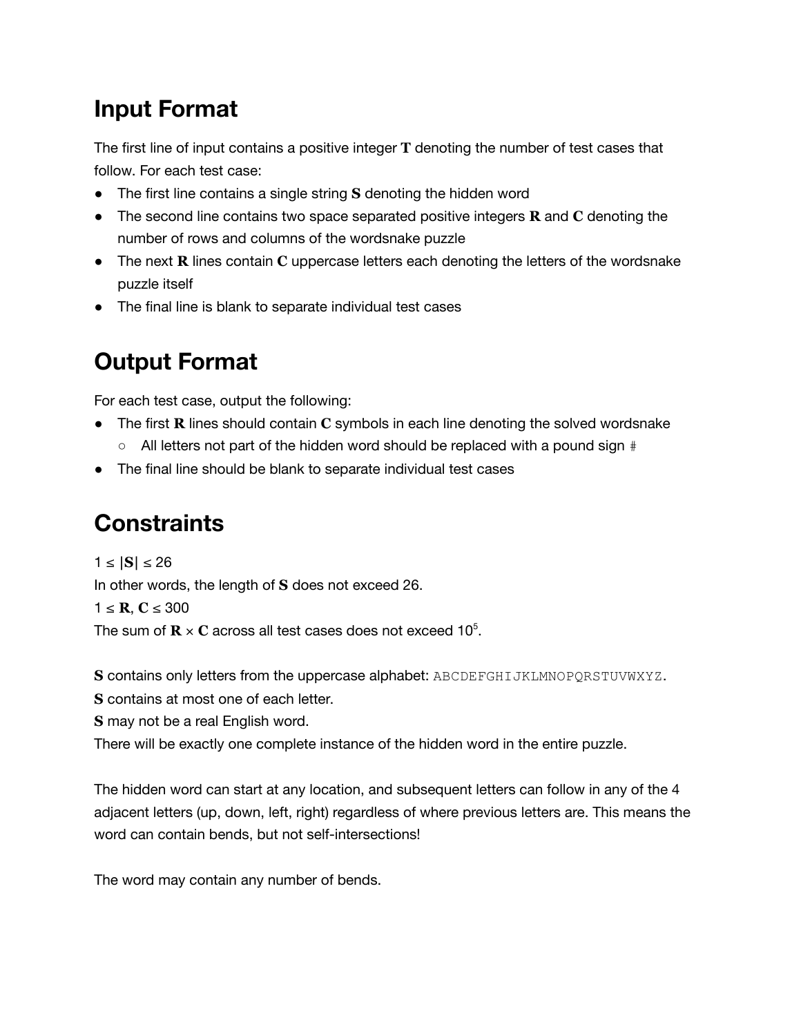## Input Format

The first line of input contains a positive integer $\mathbf{T}$ denoting the number of test cases that follow. For each test case:

- The first line contains a single string $\mathbf{S}$ denoting the hidden word
- The second line contains two space separated positive integers $\mathbf{R}$ and $\mathbf{C}$ denoting the number of rows and columns of the wordsnake puzzle
- The next $\mathbf{R}$ lines contain $\mathbf{C}$ uppercase letters each denoting the letters of the wordsnake puzzle itself
- The final line is blank to separate individual test cases

## Output Format

For each test case, output the following:

- The first $\mathbf{R}$ lines should contain $\mathbf{C}$ symbols in each line denoting the solved wordsnake
  - All letters not part of the hidden word should be replaced with a pound sign `#`
- The final line should be blank to separate individual test cases

## Constraints

$1 \leq |\mathbf{S}| \leq 26$

In other words, the length of $\mathbf{S}$ does not exceed 26.

$1 \leq \mathbf{R}, \mathbf{C} \leq 300$

The sum of $\mathbf{R} \times \mathbf{C}$ across all test cases does not exceed $10^5$.

$\mathbf{S}$ contains only letters from the uppercase alphabet: `ABCDEFGHIJKLMNOPQRSTUVWXYZ`.

$\mathbf{S}$ contains at most one of each letter.

$\mathbf{S}$ may not be a real English word.

There will be exactly one complete instance of the hidden word in the entire puzzle.

The hidden word can start at any location, and subsequent letters can follow in any of the 4 adjacent letters (up, down, left, right) regardless of where previous letters are. This means the word can contain bends, but not self-intersections!

The word may contain any number of bends.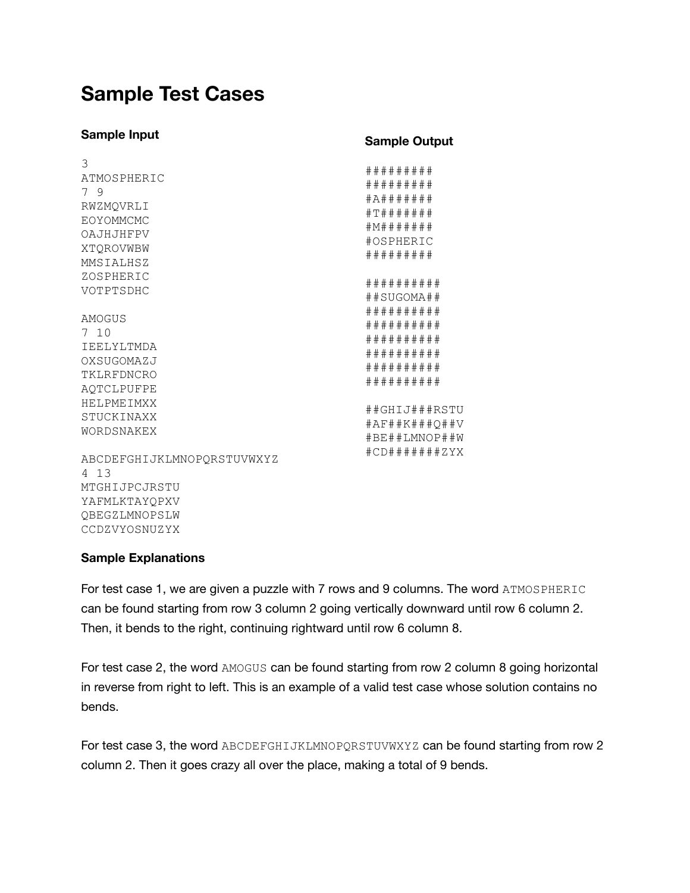# Sample Test Cases

### Sample Input

```
3
ATMOSPHERIC
7 9
RWZMQVRLI
EOYOMMCMC
OAJHJHFPV
XTQROVWBW
MMSIALHSZ
ZOSPHERIC
VOTPTSDHC

AMOGUS
7 10
IEELYLTMDA
OXSUGOMAZJ
TKLRFDNCRO
AQTCLPUFPE
HELPMEIMXX
STUCKINAXX
WORDSNAKEX

ABCDEFGHIJKLMNOPQRSTUVWXYZ
4 13
MTGHIJPCJRSTU
YAFMLKTAYQPXV
QBEGZLMNOPSLW
CCDZVYOSNUZYX
```

### Sample Output

```
#########
#########
#A#######
#T#######
#M#######
#OSPHERIC
#########

##########
##SUGOMA##
##########
##########
##########
##########
##########

##GHIJ###RSTU
#AF##K###Q##V
#BE##LMNOP##W
#CD#######ZYX
```

### Sample Explanations

For test case 1, we are given a puzzle with 7 rows and 9 columns. The word ATMOSPHERIC can be found starting from row 3 column 2 going vertically downward until row 6 column 2. Then, it bends to the right, continuing rightward until row 6 column 8.

For test case 2, the word AMOGUS can be found starting from row 2 column 8 going horizontal in reverse from right to left. This is an example of a valid test case whose solution contains no bends.

For test case 3, the word ABCDEFGHIJKLMNOPQRSTUVWXYZ can be found starting from row 2 column 2. Then it goes crazy all over the place, making a total of 9 bends.